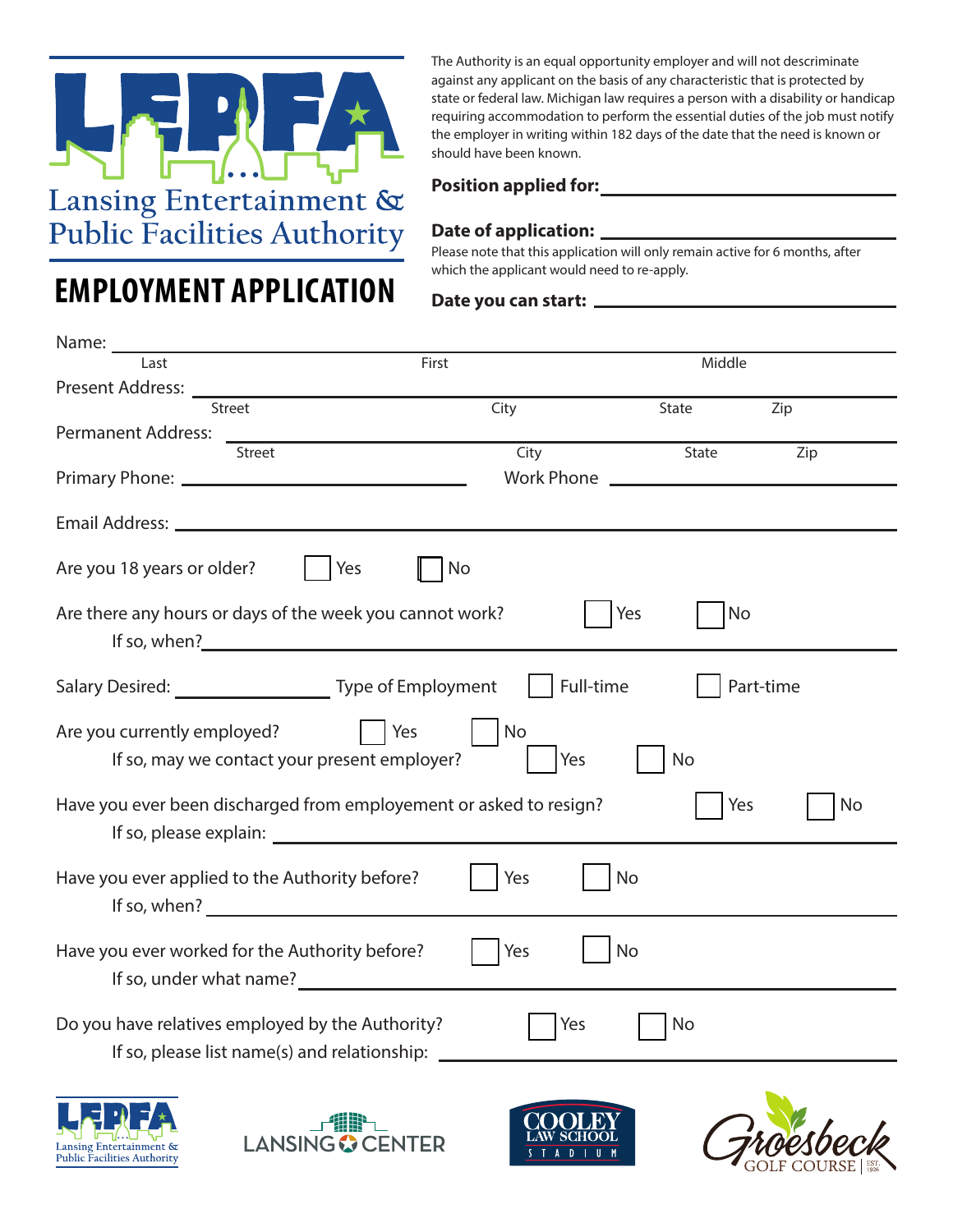# LEPFA

Lansing Entertainment & Public Facilities Authority

# EMPLOYMENT APPLICATION

The Authority is an equal opportunity employer and will not descriminate against any applicant on the basis of any characteristic that is protected by state or federal law. Michigan law requires a person with a disability or handicap requiring accommodation to perform the essential duties of the job must notify the employer in writing within 182 days of the date that the need is known or should have been known.

**Position applied for:** ______________________________

**Date of application:** ______________________________

Please note that this application will only remain active for 6 months, after which the applicant would need to re-apply.

**Date you can start:** ______________________________

Name: ____________________________________________
Last — First — Middle

Present Address: ____________________________________________
Street — City — State — Zip

Permanent Address: ____________________________________________
Street — City — State — Zip

Primary Phone: ______________________ Work Phone ______________________

Email Address: ____________________________________________

Are you 18 years or older? ☐ Yes ☐ No

Are there any hours or days of the week you cannot work? ☐ Yes ☐ No
If so, when? ______________________________

Salary Desired: ______________ Type of Employment ☐ Full-time ☐ Part-time

Are you currently employed? ☐ Yes ☐ No
If so, may we contact your present employer? ☐ Yes ☐ No

Have you ever been discharged from employement or asked to resign? ☐ Yes ☐ No
If so, please explain: ______________________________

Have you ever applied to the Authority before? ☐ Yes ☐ No
If so, when? ______________________________

Have you ever worked for the Authority before? ☐ Yes ☐ No
If so, under what name? ______________________________

Do you have relatives employed by the Authority? ☐ Yes ☐ No
If so, please list name(s) and relationship: ______________________________

LEPFA Lansing Entertainment & Public Facilities Authority — LANSING CENTER — COOLEY LAW SCHOOL STADIUM — Groesbeck GOLF COURSE EST. 1926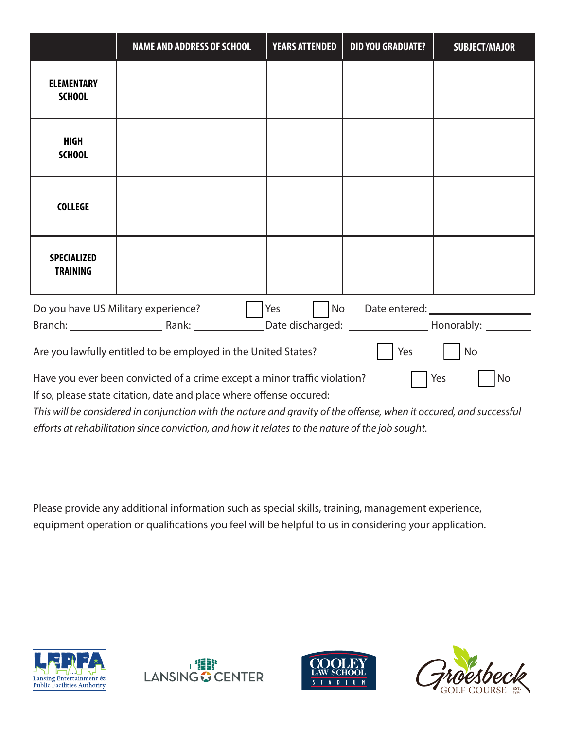| | NAME AND ADDRESS OF SCHOOL | YEARS ATTENDED | DID YOU GRADUATE? | SUBJECT/MAJOR |
|---|---|---|---|---|
| **ELEMENTARY SCHOOL** | | | | |
| **HIGH SCHOOL** | | | | |
| **COLLEGE** | | | | |
| **SPECIALIZED TRAINING** | | | | |

Do you have US Military experience? ☐ Yes ☐ No Date entered: ____________

Branch: ____________ Rank: __________ Date discharged: ____________ Honorably: ________

Are you lawfully entitled to be employed in the United States? ☐ Yes ☐ No

Have you ever been convicted of a crime except a minor traffic violation? ☐ Yes ☐ No

If so, please state citation, date and place where offense occured:

*This will be considered in conjunction with the nature and gravity of the offense, when it occured, and successful efforts at rehabilitation since conviction, and how it relates to the nature of the job sought.*

Please provide any additional information such as special skills, training, management experience, equipment operation or qualifications you feel will be helpful to us in considering your application.

LEPFA Lansing Entertainment & Public Facilities Authority | LANSING CENTER | COOLEY LAW SCHOOL STADIUM | Groesbeck GOLF COURSE EST. 1926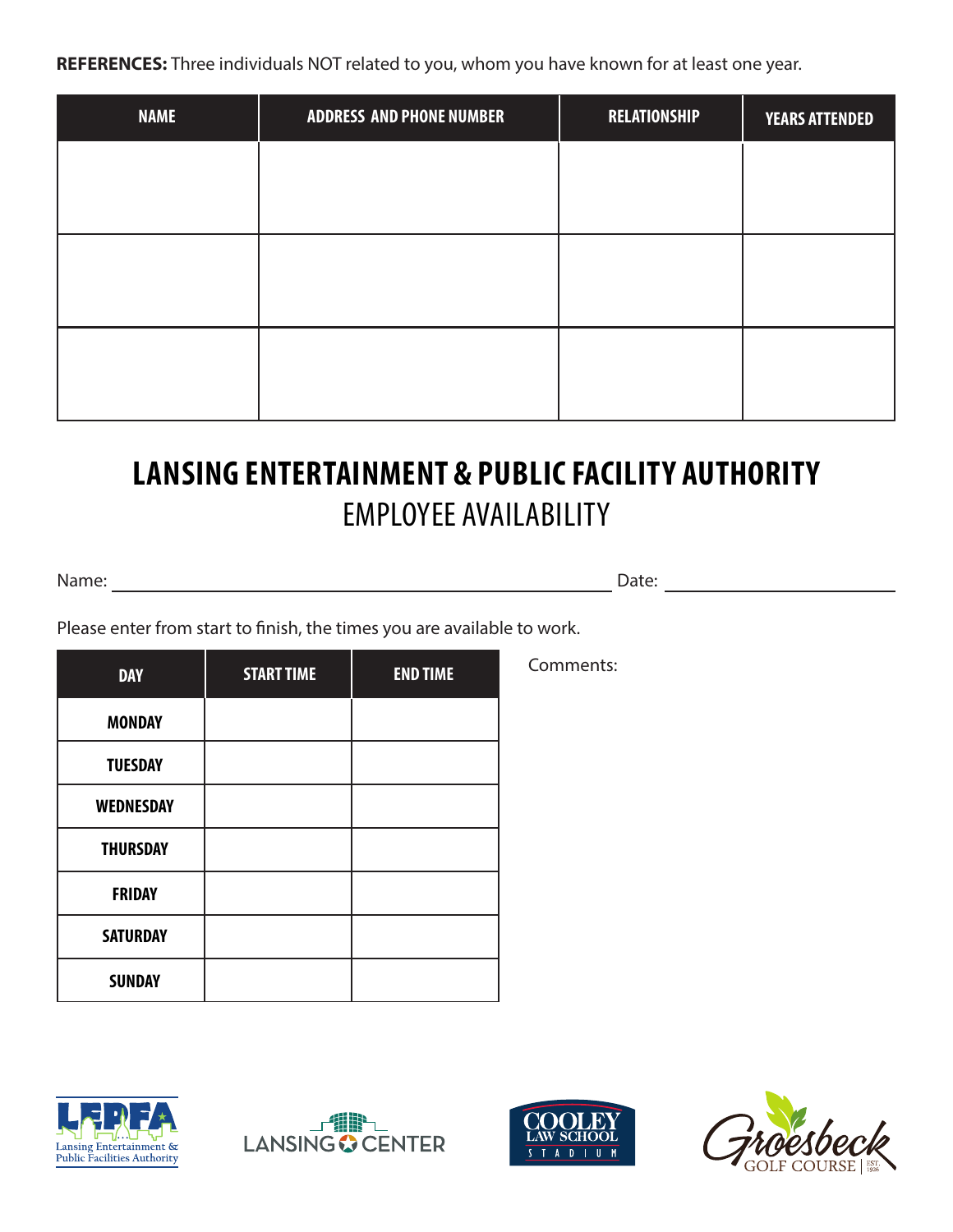**REFERENCES:** Three individuals NOT related to you, whom you have known for at least one year.

| NAME | ADDRESS AND PHONE NUMBER | RELATIONSHIP | YEARS ATTENDED |
|---|---|---|---|
| | | | |
| | | | |
| | | | |

# LANSING ENTERTAINMENT & PUBLIC FACILITY AUTHORITY

## EMPLOYEE AVAILABILITY

Name: ______________________________ Date: ______________

Please enter from start to finish, the times you are available to work.

| DAY | START TIME | END TIME |
|---|---|---|
| MONDAY | | |
| TUESDAY | | |
| WEDNESDAY | | |
| THURSDAY | | |
| FRIDAY | | |
| SATURDAY | | |
| SUNDAY | | |

Comments:

LEPFA Lansing Entertainment & Public Facilities Authority

LANSING CENTER

COOLEY LAW SCHOOL STADIUM

Groesbeck GOLF COURSE | EST. 1926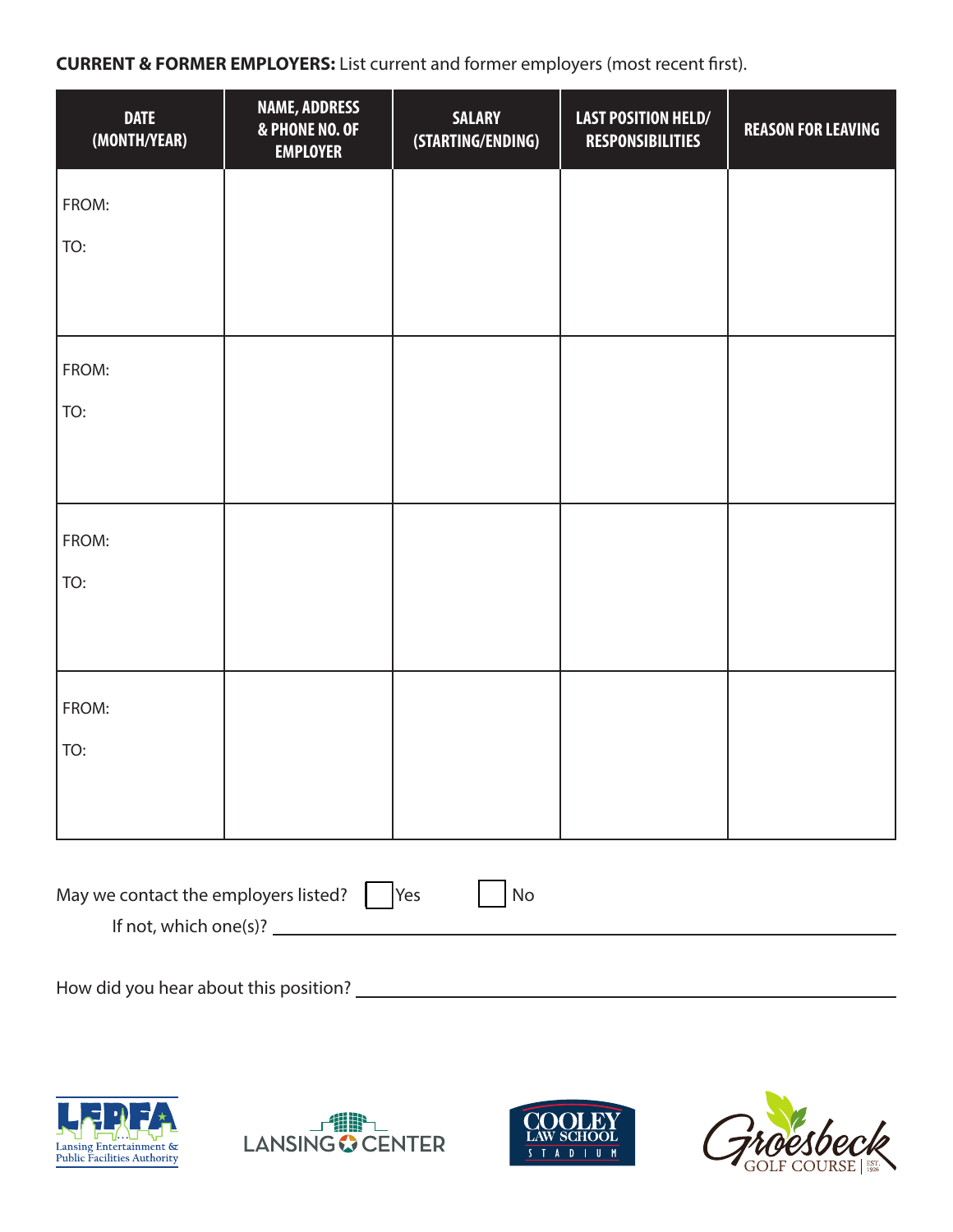**CURRENT & FORMER EMPLOYERS:** List current and former employers (most recent first).

| DATE (MONTH/YEAR) | NAME, ADDRESS & PHONE NO. OF EMPLOYER | SALARY (STARTING/ENDING) | LAST POSITION HELD/ RESPONSIBILITIES | REASON FOR LEAVING |
|---|---|---|---|---|
| FROM: TO: | | | | |
| FROM: TO: | | | | |
| FROM: TO: | | | | |
| FROM: TO: | | | | |

May we contact the employers listed? ☐ Yes ☐ No

If not, which one(s)? ______________________________

How did you hear about this position? ______________________________

LEPFA Lansing Entertainment & Public Facilities Authority

LANSING CENTER

COOLEY LAW SCHOOL STADIUM

Groesbeck GOLF COURSE | EST. 1926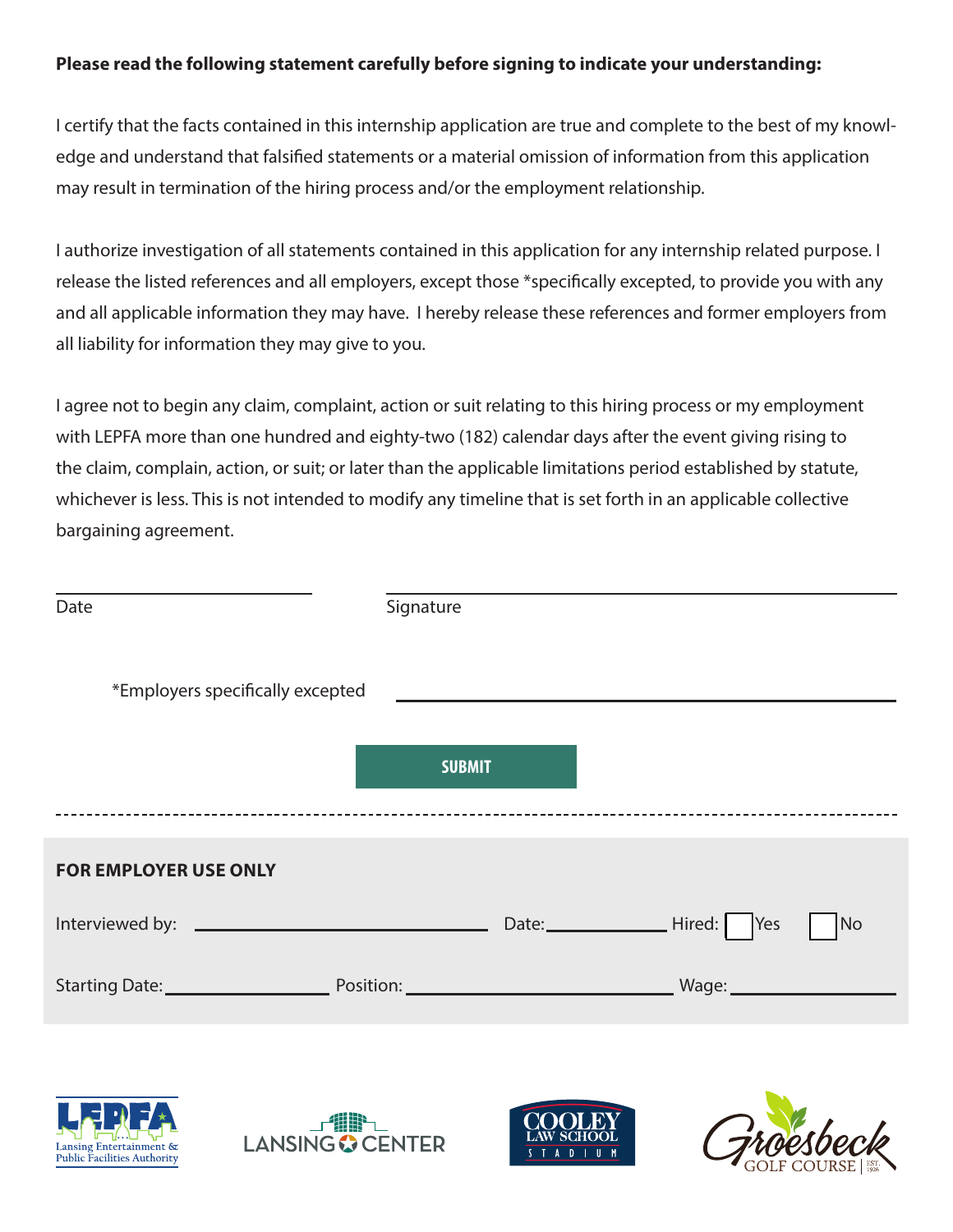**Please read the following statement carefully before signing to indicate your understanding:**

I certify that the facts contained in this internship application are true and complete to the best of my knowledge and understand that falsified statements or a material omission of information from this application may result in termination of the hiring process and/or the employment relationship.

I authorize investigation of all statements contained in this application for any internship related purpose. I release the listed references and all employers, except those *specifically excepted, to provide you with any and all applicable information they may have. I hereby release these references and former employers from all liability for information they may give to you.

I agree not to begin any claim, complaint, action or suit relating to this hiring process or my employment with LEPFA more than one hundred and eighty-two (182) calendar days after the event giving rising to the claim, complain, action, or suit; or later than the applicable limitations period established by statute, whichever is less. This is not intended to modify any timeline that is set forth in an applicable collective bargaining agreement.

Date ______________________ Signature ______________________________________

*Employers specifically excepted ______________________________________

SUBMIT

---

**FOR EMPLOYER USE ONLY**

Interviewed by: ______________________ Date: ____________ Hired: ☐ Yes ☐ No

Starting Date: ______________ Position: ______________________ Wage: ______________

Lansing Entertainment & Public Facilities Authority

LANSING CENTER

COOLEY LAW SCHOOL STADIUM

Groesbeck GOLF COURSE EST. 1926